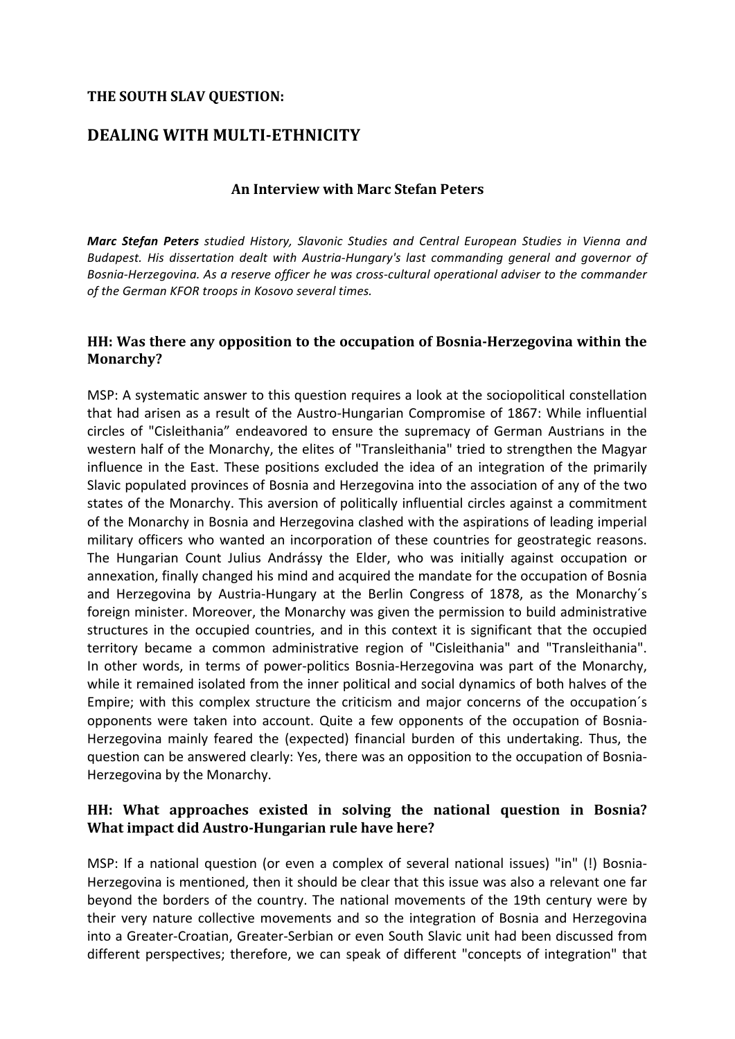**THE SOUTH SLAV QUESTION:**

# DEALING WITH MULTI-ETHNICITY

### An Interview with Marc Stefan Peters

***Marc Stefan Peters*** *studied History, Slavonic Studies and Central European Studies in Vienna and Budapest. His dissertation dealt with Austria-Hungary's last commanding general and governor of Bosnia-Herzegovina. As a reserve officer he was cross-cultural operational adviser to the commander of the German KFOR troops in Kosovo several times.*

## HH: Was there any opposition to the occupation of Bosnia-Herzegovina within the Monarchy?

MSP: A systematic answer to this question requires a look at the sociopolitical constellation that had arisen as a result of the Austro-Hungarian Compromise of 1867: While influential circles of "Cisleithania" endeavored to ensure the supremacy of German Austrians in the western half of the Monarchy, the elites of "Transleithania" tried to strengthen the Magyar influence in the East. These positions excluded the idea of an integration of the primarily Slavic populated provinces of Bosnia and Herzegovina into the association of any of the two states of the Monarchy. This aversion of politically influential circles against a commitment of the Monarchy in Bosnia and Herzegovina clashed with the aspirations of leading imperial military officers who wanted an incorporation of these countries for geostrategic reasons. The Hungarian Count Julius Andrássy the Elder, who was initially against occupation or annexation, finally changed his mind and acquired the mandate for the occupation of Bosnia and Herzegovina by Austria-Hungary at the Berlin Congress of 1878, as the Monarchy´s foreign minister. Moreover, the Monarchy was given the permission to build administrative structures in the occupied countries, and in this context it is significant that the occupied territory became a common administrative region of "Cisleithania" and "Transleithania". In other words, in terms of power-politics Bosnia-Herzegovina was part of the Monarchy, while it remained isolated from the inner political and social dynamics of both halves of the Empire; with this complex structure the criticism and major concerns of the occupation´s opponents were taken into account. Quite a few opponents of the occupation of Bosnia-Herzegovina mainly feared the (expected) financial burden of this undertaking. Thus, the question can be answered clearly: Yes, there was an opposition to the occupation of Bosnia-Herzegovina by the Monarchy.

## HH: What approaches existed in solving the national question in Bosnia? What impact did Austro-Hungarian rule have here?

MSP: If a national question (or even a complex of several national issues) "in" (!) Bosnia-Herzegovina is mentioned, then it should be clear that this issue was also a relevant one far beyond the borders of the country. The national movements of the 19th century were by their very nature collective movements and so the integration of Bosnia and Herzegovina into a Greater-Croatian, Greater-Serbian or even South Slavic unit had been discussed from different perspectives; therefore, we can speak of different "concepts of integration" that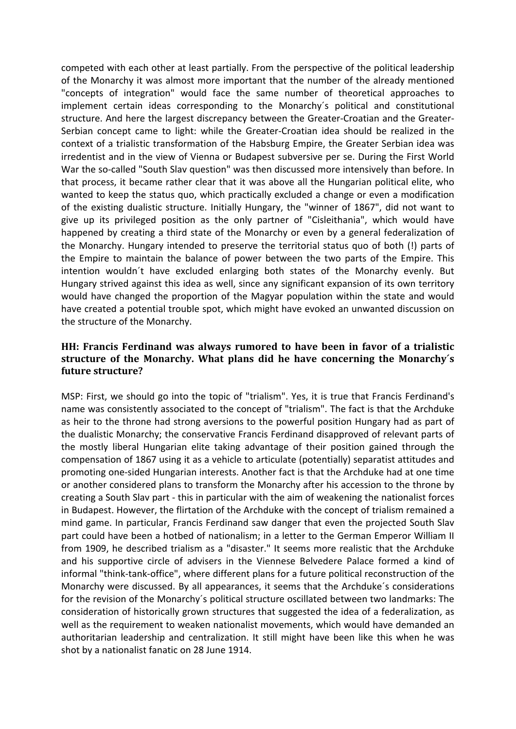competed with each other at least partially. From the perspective of the political leadership of the Monarchy it was almost more important that the number of the already mentioned "concepts of integration" would face the same number of theoretical approaches to implement certain ideas corresponding to the Monarchy´s political and constitutional structure. And here the largest discrepancy between the Greater-Croatian and the Greater-Serbian concept came to light: while the Greater-Croatian idea should be realized in the context of a trialistic transformation of the Habsburg Empire, the Greater Serbian idea was irredentist and in the view of Vienna or Budapest subversive per se. During the First World War the so-called "South Slav question" was then discussed more intensively than before. In that process, it became rather clear that it was above all the Hungarian political elite, who wanted to keep the status quo, which practically excluded a change or even a modification of the existing dualistic structure. Initially Hungary, the "winner of 1867", did not want to give up its privileged position as the only partner of "Cisleithania", which would have happened by creating a third state of the Monarchy or even by a general federalization of the Monarchy. Hungary intended to preserve the territorial status quo of both (!) parts of the Empire to maintain the balance of power between the two parts of the Empire. This intention wouldn´t have excluded enlarging both states of the Monarchy evenly. But Hungary strived against this idea as well, since any significant expansion of its own territory would have changed the proportion of the Magyar population within the state and would have created a potential trouble spot, which might have evoked an unwanted discussion on the structure of the Monarchy.

### HH: Francis Ferdinand was always rumored to have been in favor of a trialistic structure of the Monarchy. What plans did he have concerning the Monarchy´s future structure?

MSP: First, we should go into the topic of "trialism". Yes, it is true that Francis Ferdinand's name was consistently associated to the concept of "trialism". The fact is that the Archduke as heir to the throne had strong aversions to the powerful position Hungary had as part of the dualistic Monarchy; the conservative Francis Ferdinand disapproved of relevant parts of the mostly liberal Hungarian elite taking advantage of their position gained through the compensation of 1867 using it as a vehicle to articulate (potentially) separatist attitudes and promoting one-sided Hungarian interests. Another fact is that the Archduke had at one time or another considered plans to transform the Monarchy after his accession to the throne by creating a South Slav part - this in particular with the aim of weakening the nationalist forces in Budapest. However, the flirtation of the Archduke with the concept of trialism remained a mind game. In particular, Francis Ferdinand saw danger that even the projected South Slav part could have been a hotbed of nationalism; in a letter to the German Emperor William II from 1909, he described trialism as a "disaster." It seems more realistic that the Archduke and his supportive circle of advisers in the Viennese Belvedere Palace formed a kind of informal "think-tank-office", where different plans for a future political reconstruction of the Monarchy were discussed. By all appearances, it seems that the Archduke´s considerations for the revision of the Monarchy´s political structure oscillated between two landmarks: The consideration of historically grown structures that suggested the idea of a federalization, as well as the requirement to weaken nationalist movements, which would have demanded an authoritarian leadership and centralization. It still might have been like this when he was shot by a nationalist fanatic on 28 June 1914.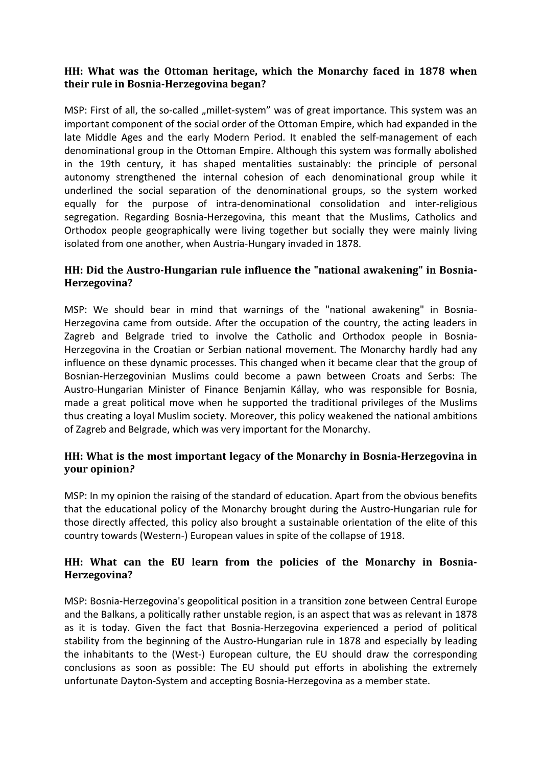**HH: What was the Ottoman heritage, which the Monarchy faced in 1878 when their rule in Bosnia-Herzegovina began?**

MSP: First of all, the so-called „millet-system" was of great importance. This system was an important component of the social order of the Ottoman Empire, which had expanded in the late Middle Ages and the early Modern Period. It enabled the self-management of each denominational group in the Ottoman Empire. Although this system was formally abolished in the 19th century, it has shaped mentalities sustainably: the principle of personal autonomy strengthened the internal cohesion of each denominational group while it underlined the social separation of the denominational groups, so the system worked equally for the purpose of intra-denominational consolidation and inter-religious segregation. Regarding Bosnia-Herzegovina, this meant that the Muslims, Catholics and Orthodox people geographically were living together but socially they were mainly living isolated from one another, when Austria-Hungary invaded in 1878.

**HH: Did the Austro-Hungarian rule influence the "national awakening" in Bosnia-Herzegovina?**

MSP: We should bear in mind that warnings of the "national awakening" in Bosnia-Herzegovina came from outside. After the occupation of the country, the acting leaders in Zagreb and Belgrade tried to involve the Catholic and Orthodox people in Bosnia-Herzegovina in the Croatian or Serbian national movement. The Monarchy hardly had any influence on these dynamic processes. This changed when it became clear that the group of Bosnian-Herzegovinian Muslims could become a pawn between Croats and Serbs: The Austro-Hungarian Minister of Finance Benjamin Kállay, who was responsible for Bosnia, made a great political move when he supported the traditional privileges of the Muslims thus creating a loyal Muslim society. Moreover, this policy weakened the national ambitions of Zagreb and Belgrade, which was very important for the Monarchy.

**HH: What is the most important legacy of the Monarchy in Bosnia-Herzegovina in your opinion?**

MSP: In my opinion the raising of the standard of education. Apart from the obvious benefits that the educational policy of the Monarchy brought during the Austro-Hungarian rule for those directly affected, this policy also brought a sustainable orientation of the elite of this country towards (Western-) European values in spite of the collapse of 1918.

**HH: What can the EU learn from the policies of the Monarchy in Bosnia-Herzegovina?**

MSP: Bosnia-Herzegovina's geopolitical position in a transition zone between Central Europe and the Balkans, a politically rather unstable region, is an aspect that was as relevant in 1878 as it is today. Given the fact that Bosnia-Herzegovina experienced a period of political stability from the beginning of the Austro-Hungarian rule in 1878 and especially by leading the inhabitants to the (West-) European culture, the EU should draw the corresponding conclusions as soon as possible: The EU should put efforts in abolishing the extremely unfortunate Dayton-System and accepting Bosnia-Herzegovina as a member state.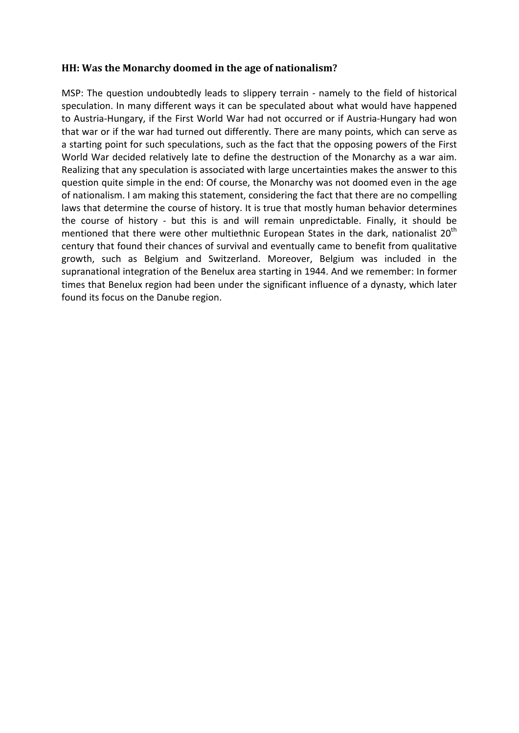**HH: Was the Monarchy doomed in the age of nationalism?**

MSP: The question undoubtedly leads to slippery terrain - namely to the field of historical speculation. In many different ways it can be speculated about what would have happened to Austria-Hungary, if the First World War had not occurred or if Austria-Hungary had won that war or if the war had turned out differently. There are many points, which can serve as a starting point for such speculations, such as the fact that the opposing powers of the First World War decided relatively late to define the destruction of the Monarchy as a war aim. Realizing that any speculation is associated with large uncertainties makes the answer to this question quite simple in the end: Of course, the Monarchy was not doomed even in the age of nationalism. I am making this statement, considering the fact that there are no compelling laws that determine the course of history. It is true that mostly human behavior determines the course of history - but this is and will remain unpredictable. Finally, it should be mentioned that there were other multiethnic European States in the dark, nationalist 20th century that found their chances of survival and eventually came to benefit from qualitative growth, such as Belgium and Switzerland. Moreover, Belgium was included in the supranational integration of the Benelux area starting in 1944. And we remember: In former times that Benelux region had been under the significant influence of a dynasty, which later found its focus on the Danube region.